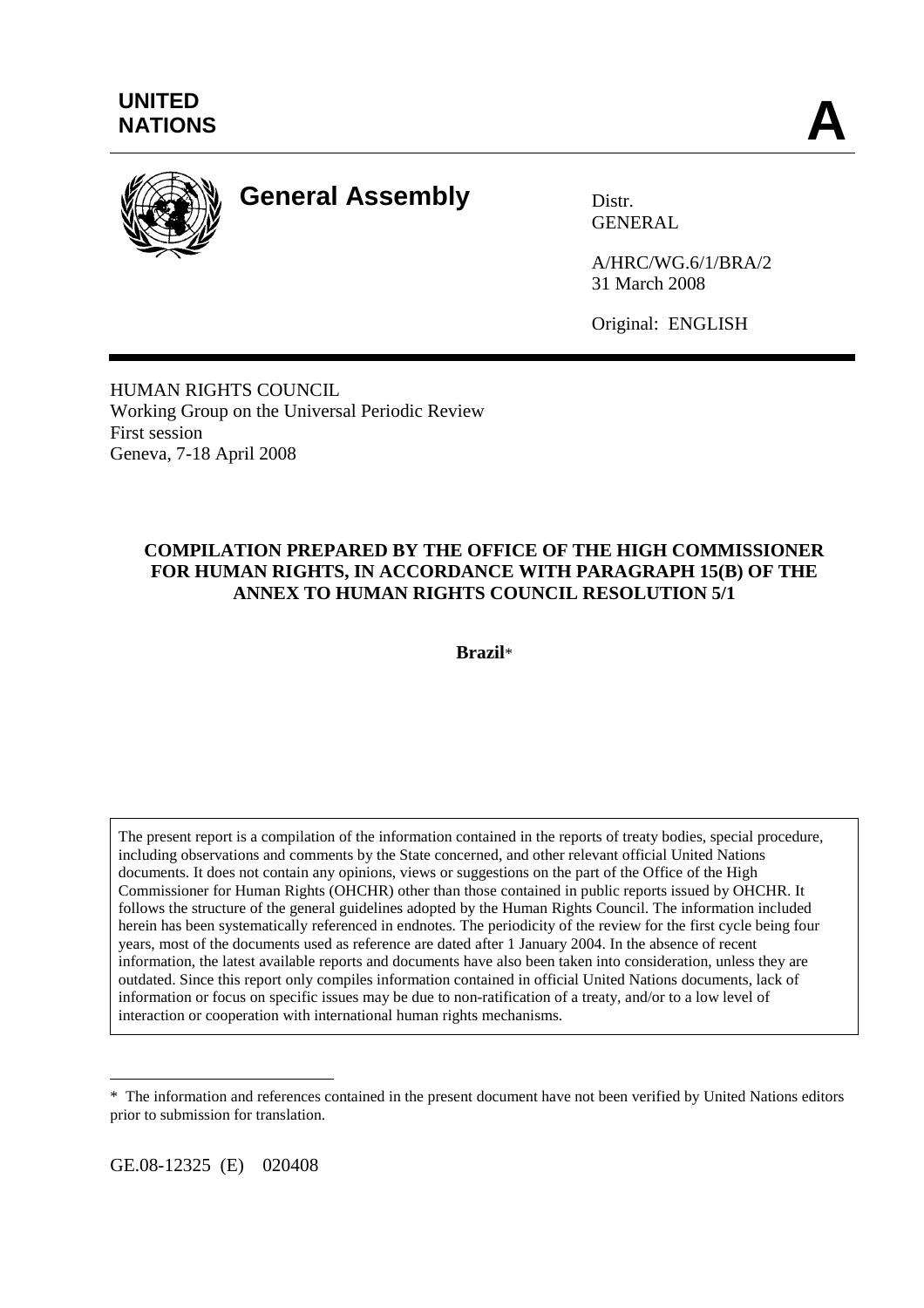UNITED NATIONS

**A**

# General Assembly

Distr.
GENERAL

A/HRC/WG.6/1/BRA/2
31 March 2008

Original: ENGLISH

HUMAN RIGHTS COUNCIL
Working Group on the Universal Periodic Review
First session
Geneva, 7-18 April 2008

**COMPILATION PREPARED BY THE OFFICE OF THE HIGH COMMISSIONER FOR HUMAN RIGHTS, IN ACCORDANCE WITH PARAGRAPH 15(B) OF THE ANNEX TO HUMAN RIGHTS COUNCIL RESOLUTION 5/1**

**Brazil***

The present report is a compilation of the information contained in the reports of treaty bodies, special procedure, including observations and comments by the State concerned, and other relevant official United Nations documents. It does not contain any opinions, views or suggestions on the part of the Office of the High Commissioner for Human Rights (OHCHR) other than those contained in public reports issued by OHCHR. It follows the structure of the general guidelines adopted by the Human Rights Council. The information included herein has been systematically referenced in endnotes. The periodicity of the review for the first cycle being four years, most of the documents used as reference are dated after 1 January 2004. In the absence of recent information, the latest available reports and documents have also been taken into consideration, unless they are outdated. Since this report only compiles information contained in official United Nations documents, lack of information or focus on specific issues may be due to non-ratification of a treaty, and/or to a low level of interaction or cooperation with international human rights mechanisms.

\* The information and references contained in the present document have not been verified by United Nations editors prior to submission for translation.

GE.08-12325 (E) 020408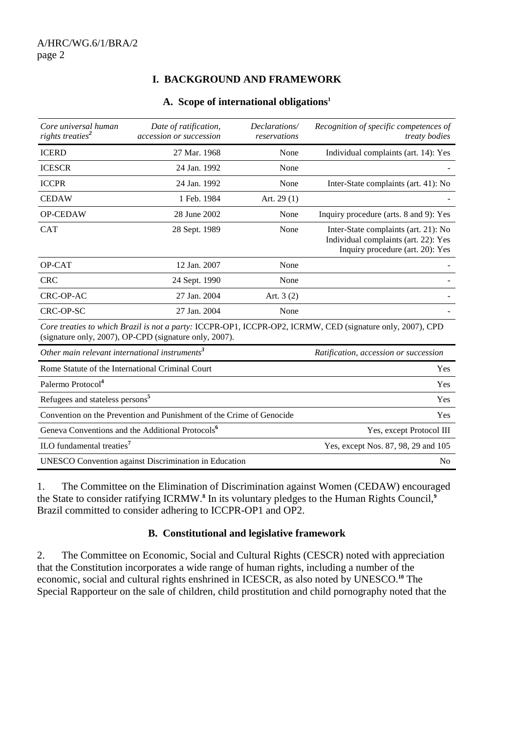## I. BACKGROUND AND FRAMEWORK

### A. Scope of international obligations[1]

| *Core universal human rights treaties*[2] | *Date of ratification, accession or succession* | *Declarations/ reservations* | *Recognition of specific competences of treaty bodies* |
|---|---|---|---|
| ICERD | 27 Mar. 1968 | None | Individual complaints (art. 14): Yes |
| ICESCR | 24 Jan. 1992 | None | - |
| ICCPR | 24 Jan. 1992 | None | Inter-State complaints (art. 41): No |
| CEDAW | 1 Feb. 1984 | Art. 29 (1) | - |
| OP-CEDAW | 28 June 2002 | None | Inquiry procedure (arts. 8 and 9): Yes |
| CAT | 28 Sept. 1989 | None | Inter-State complaints (art. 21): No Individual complaints (art. 22): Yes Inquiry procedure (art. 20): Yes |
| OP-CAT | 12 Jan. 2007 | None | - |
| CRC | 24 Sept. 1990 | None | - |
| CRC-OP-AC | 27 Jan. 2004 | Art. 3 (2) | - |
| CRC-OP-SC | 27 Jan. 2004 | None | - |

*Core treaties to which Brazil is not a party:* ICCPR-OP1, ICCPR-OP2, ICRMW, CED (signature only, 2007), CPD (signature only, 2007), OP-CPD (signature only, 2007).

| *Other main relevant international instruments*[3] | *Ratification, accession or succession* |
|---|---|
| Rome Statute of the International Criminal Court | Yes |
| Palermo Protocol[4] | Yes |
| Refugees and stateless persons[5] | Yes |
| Convention on the Prevention and Punishment of the Crime of Genocide | Yes |
| Geneva Conventions and the Additional Protocols[6] | Yes, except Protocol III |
| ILO fundamental treaties[7] | Yes, except Nos. 87, 98, 29 and 105 |
| UNESCO Convention against Discrimination in Education | No |

1. The Committee on the Elimination of Discrimination against Women (CEDAW) encouraged the State to consider ratifying ICRMW.[8] In its voluntary pledges to the Human Rights Council,[9] Brazil committed to consider adhering to ICCPR-OP1 and OP2.

### B. Constitutional and legislative framework

2. The Committee on Economic, Social and Cultural Rights (CESCR) noted with appreciation that the Constitution incorporates a wide range of human rights, including a number of the economic, social and cultural rights enshrined in ICESCR, as also noted by UNESCO.[10] The Special Rapporteur on the sale of children, child prostitution and child pornography noted that the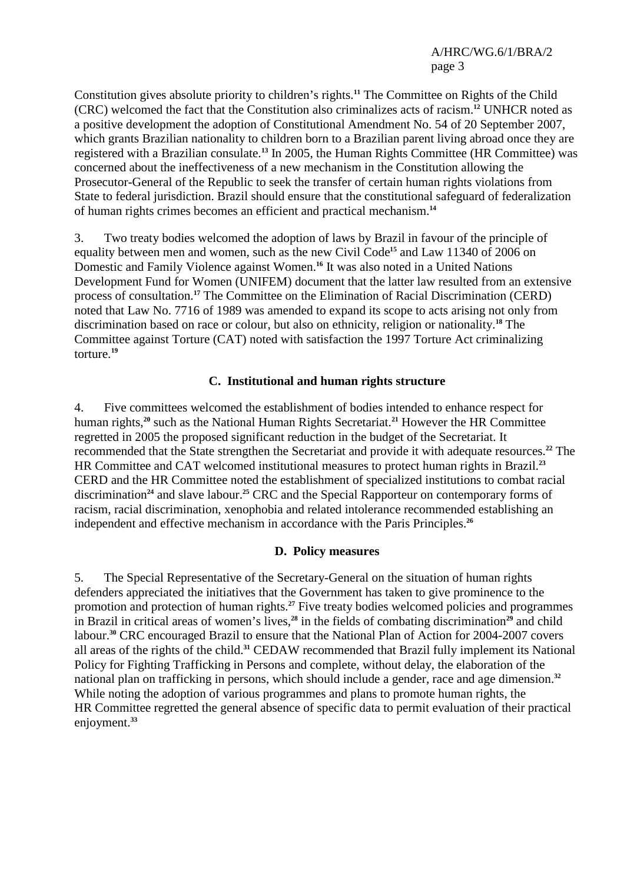Constitution gives absolute priority to children's rights.[11] The Committee on Rights of the Child (CRC) welcomed the fact that the Constitution also criminalizes acts of racism.[12] UNHCR noted as a positive development the adoption of Constitutional Amendment No. 54 of 20 September 2007, which grants Brazilian nationality to children born to a Brazilian parent living abroad once they are registered with a Brazilian consulate.[13] In 2005, the Human Rights Committee (HR Committee) was concerned about the ineffectiveness of a new mechanism in the Constitution allowing the Prosecutor-General of the Republic to seek the transfer of certain human rights violations from State to federal jurisdiction. Brazil should ensure that the constitutional safeguard of federalization of human rights crimes becomes an efficient and practical mechanism.[14]

3. Two treaty bodies welcomed the adoption of laws by Brazil in favour of the principle of equality between men and women, such as the new Civil Code[15] and Law 11340 of 2006 on Domestic and Family Violence against Women.[16] It was also noted in a United Nations Development Fund for Women (UNIFEM) document that the latter law resulted from an extensive process of consultation.[17] The Committee on the Elimination of Racial Discrimination (CERD) noted that Law No. 7716 of 1989 was amended to expand its scope to acts arising not only from discrimination based on race or colour, but also on ethnicity, religion or nationality.[18] The Committee against Torture (CAT) noted with satisfaction the 1997 Torture Act criminalizing torture.[19]

### C. Institutional and human rights structure

4. Five committees welcomed the establishment of bodies intended to enhance respect for human rights,[20] such as the National Human Rights Secretariat.[21] However the HR Committee regretted in 2005 the proposed significant reduction in the budget of the Secretariat. It recommended that the State strengthen the Secretariat and provide it with adequate resources.[22] The HR Committee and CAT welcomed institutional measures to protect human rights in Brazil.[23] CERD and the HR Committee noted the establishment of specialized institutions to combat racial discrimination[24] and slave labour.[25] CRC and the Special Rapporteur on contemporary forms of racism, racial discrimination, xenophobia and related intolerance recommended establishing an independent and effective mechanism in accordance with the Paris Principles.[26]

### D. Policy measures

5. The Special Representative of the Secretary-General on the situation of human rights defenders appreciated the initiatives that the Government has taken to give prominence to the promotion and protection of human rights.[27] Five treaty bodies welcomed policies and programmes in Brazil in critical areas of women's lives,[28] in the fields of combating discrimination[29] and child labour.[30] CRC encouraged Brazil to ensure that the National Plan of Action for 2004-2007 covers all areas of the rights of the child.[31] CEDAW recommended that Brazil fully implement its National Policy for Fighting Trafficking in Persons and complete, without delay, the elaboration of the national plan on trafficking in persons, which should include a gender, race and age dimension.[32] While noting the adoption of various programmes and plans to promote human rights, the HR Committee regretted the general absence of specific data to permit evaluation of their practical enjoyment.[33]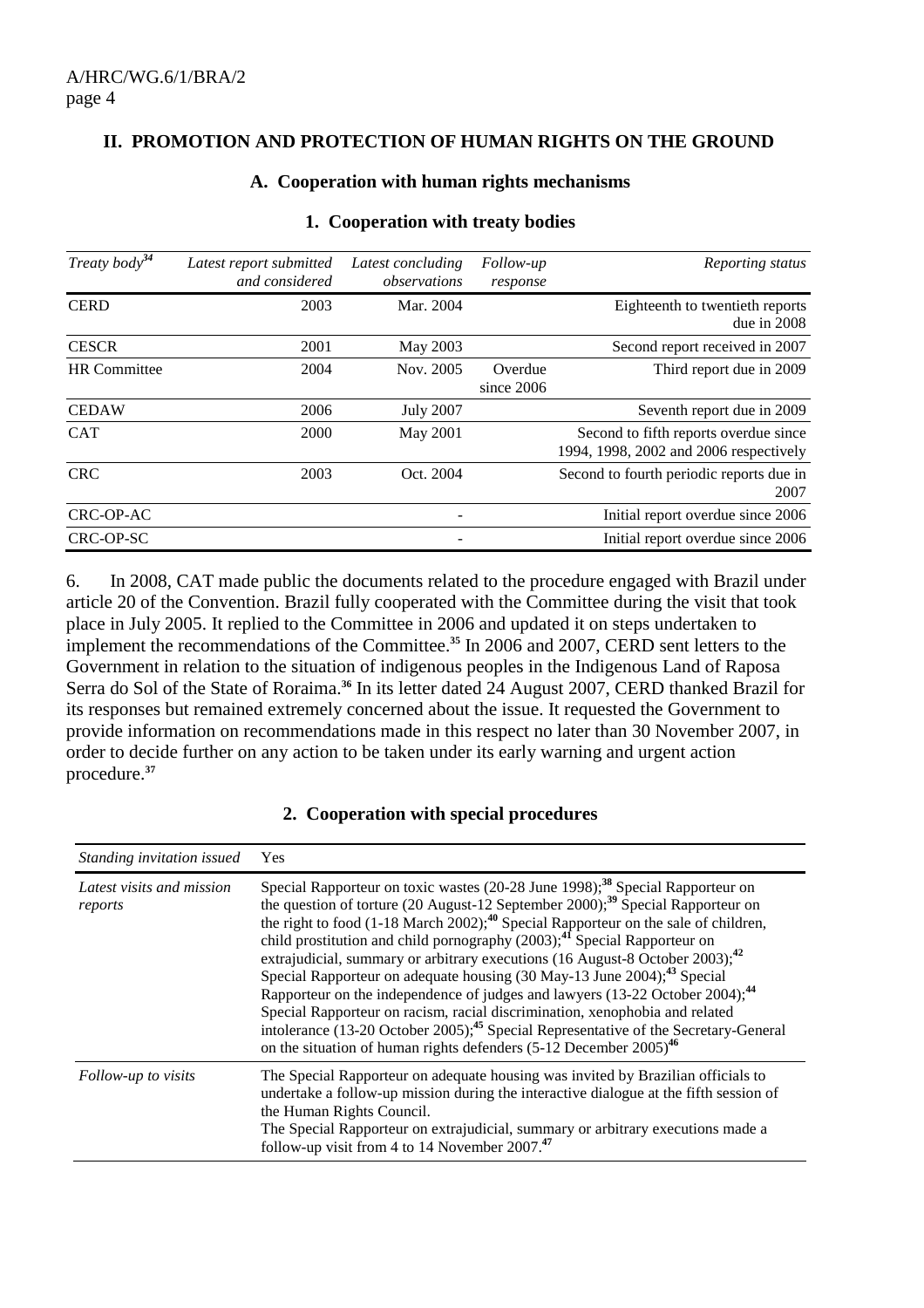## II. PROMOTION AND PROTECTION OF HUMAN RIGHTS ON THE GROUND

### A. Cooperation with human rights mechanisms

#### 1. Cooperation with treaty bodies

| *Treaty body*[34] | *Latest report submitted and considered* | *Latest concluding observations* | *Follow-up response* | *Reporting status* |
|---|---|---|---|---|
| CERD | 2003 | Mar. 2004 | | Eighteenth to twentieth reports due in 2008 |
| CESCR | 2001 | May 2003 | | Second report received in 2007 |
| HR Committee | 2004 | Nov. 2005 | Overdue since 2006 | Third report due in 2009 |
| CEDAW | 2006 | July 2007 | | Seventh report due in 2009 |
| CAT | 2000 | May 2001 | | Second to fifth reports overdue since 1994, 1998, 2002 and 2006 respectively |
| CRC | 2003 | Oct. 2004 | | Second to fourth periodic reports due in 2007 |
| CRC-OP-AC | | - | | Initial report overdue since 2006 |
| CRC-OP-SC | | - | | Initial report overdue since 2006 |

6. In 2008, CAT made public the documents related to the procedure engaged with Brazil under article 20 of the Convention. Brazil fully cooperated with the Committee during the visit that took place in July 2005. It replied to the Committee in 2006 and updated it on steps undertaken to implement the recommendations of the Committee.[35] In 2006 and 2007, CERD sent letters to the Government in relation to the situation of indigenous peoples in the Indigenous Land of Raposa Serra do Sol of the State of Roraima.[36] In its letter dated 24 August 2007, CERD thanked Brazil for its responses but remained extremely concerned about the issue. It requested the Government to provide information on recommendations made in this respect no later than 30 November 2007, in order to decide further on any action to be taken under its early warning and urgent action procedure.[37]

#### 2. Cooperation with special procedures

| | |
|---|---|
| *Standing invitation issued* | Yes |
| *Latest visits and mission reports* | Special Rapporteur on toxic wastes (20-28 June 1998);[38] Special Rapporteur on the question of torture (20 August-12 September 2000);[39] Special Rapporteur on the right to food (1-18 March 2002);[40] Special Rapporteur on the sale of children, child prostitution and child pornography (2003);[41] Special Rapporteur on extrajudicial, summary or arbitrary executions (16 August-8 October 2003);[42] Special Rapporteur on adequate housing (30 May-13 June 2004);[43] Special Rapporteur on the independence of judges and lawyers (13-22 October 2004);[44] Special Rapporteur on racism, racial discrimination, xenophobia and related intolerance (13-20 October 2005);[45] Special Representative of the Secretary-General on the situation of human rights defenders (5-12 December 2005)[46] |
| *Follow-up to visits* | The Special Rapporteur on adequate housing was invited by Brazilian officials to undertake a follow-up mission during the interactive dialogue at the fifth session of the Human Rights Council. The Special Rapporteur on extrajudicial, summary or arbitrary executions made a follow-up visit from 4 to 14 November 2007.[47] |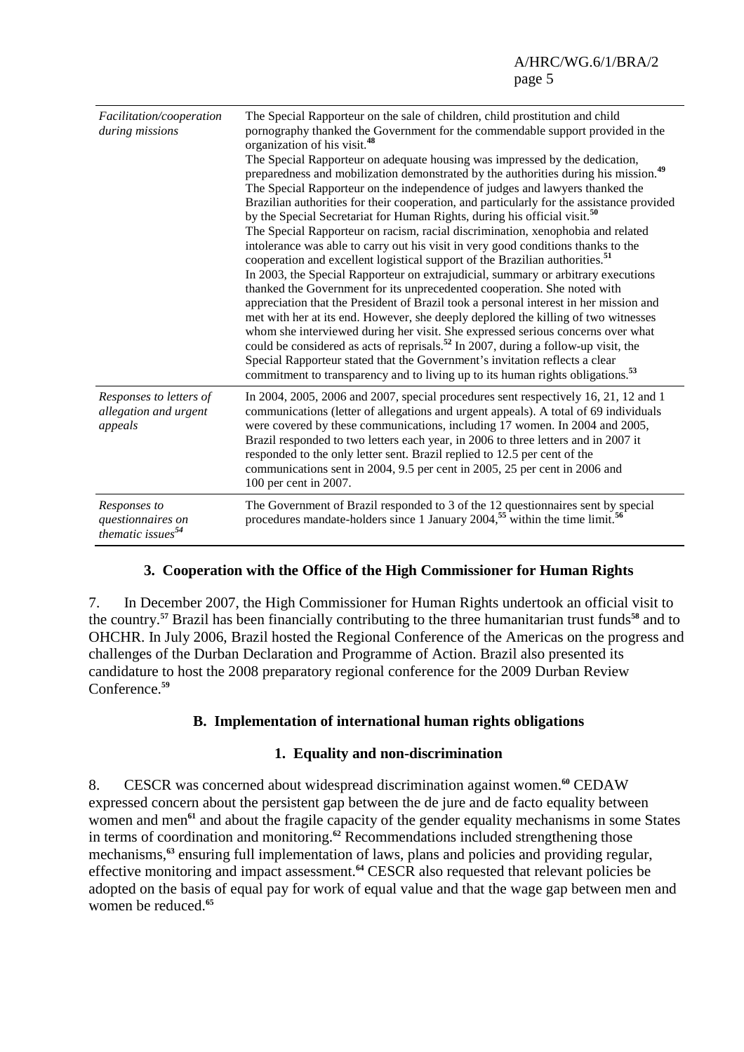| | |
|---|---|
| *Facilitation/cooperation during missions* | The Special Rapporteur on the sale of children, child prostitution and child pornography thanked the Government for the commendable support provided in the organization of his visit.[48] The Special Rapporteur on adequate housing was impressed by the dedication, preparedness and mobilization demonstrated by the authorities during his mission.[49] The Special Rapporteur on the independence of judges and lawyers thanked the Brazilian authorities for their cooperation, and particularly for the assistance provided by the Special Secretariat for Human Rights, during his official visit.[50] The Special Rapporteur on racism, racial discrimination, xenophobia and related intolerance was able to carry out his visit in very good conditions thanks to the cooperation and excellent logistical support of the Brazilian authorities.[51] In 2003, the Special Rapporteur on extrajudicial, summary or arbitrary executions thanked the Government for its unprecedented cooperation. She noted with appreciation that the President of Brazil took a personal interest in her mission and met with her at its end. However, she deeply deplored the killing of two witnesses whom she interviewed during her visit. She expressed serious concerns over what could be considered as acts of reprisals.[52] In 2007, during a follow-up visit, the Special Rapporteur stated that the Government's invitation reflects a clear commitment to transparency and to living up to its human rights obligations.[53] |
| *Responses to letters of allegation and urgent appeals* | In 2004, 2005, 2006 and 2007, special procedures sent respectively 16, 21, 12 and 1 communications (letter of allegations and urgent appeals). A total of 69 individuals were covered by these communications, including 17 women. In 2004 and 2005, Brazil responded to two letters each year, in 2006 to three letters and in 2007 it responded to the only letter sent. Brazil replied to 12.5 per cent of the communications sent in 2004, 9.5 per cent in 2005, 25 per cent in 2006 and 100 per cent in 2007. |
| *Responses to questionnaires on thematic issues*[54] | The Government of Brazil responded to 3 of the 12 questionnaires sent by special procedures mandate-holders since 1 January 2004,[55] within the time limit.[56] |

### 3. Cooperation with the Office of the High Commissioner for Human Rights

7. In December 2007, the High Commissioner for Human Rights undertook an official visit to the country.[57] Brazil has been financially contributing to the three humanitarian trust funds[58] and to OHCHR. In July 2006, Brazil hosted the Regional Conference of the Americas on the progress and challenges of the Durban Declaration and Programme of Action. Brazil also presented its candidature to host the 2008 preparatory regional conference for the 2009 Durban Review Conference.[59]

## B. Implementation of international human rights obligations

### 1. Equality and non-discrimination

8. CESCR was concerned about widespread discrimination against women.[60] CEDAW expressed concern about the persistent gap between the de jure and de facto equality between women and men[61] and about the fragile capacity of the gender equality mechanisms in some States in terms of coordination and monitoring.[62] Recommendations included strengthening those mechanisms,[63] ensuring full implementation of laws, plans and policies and providing regular, effective monitoring and impact assessment.[64] CESCR also requested that relevant policies be adopted on the basis of equal pay for work of equal value and that the wage gap between men and women be reduced.[65]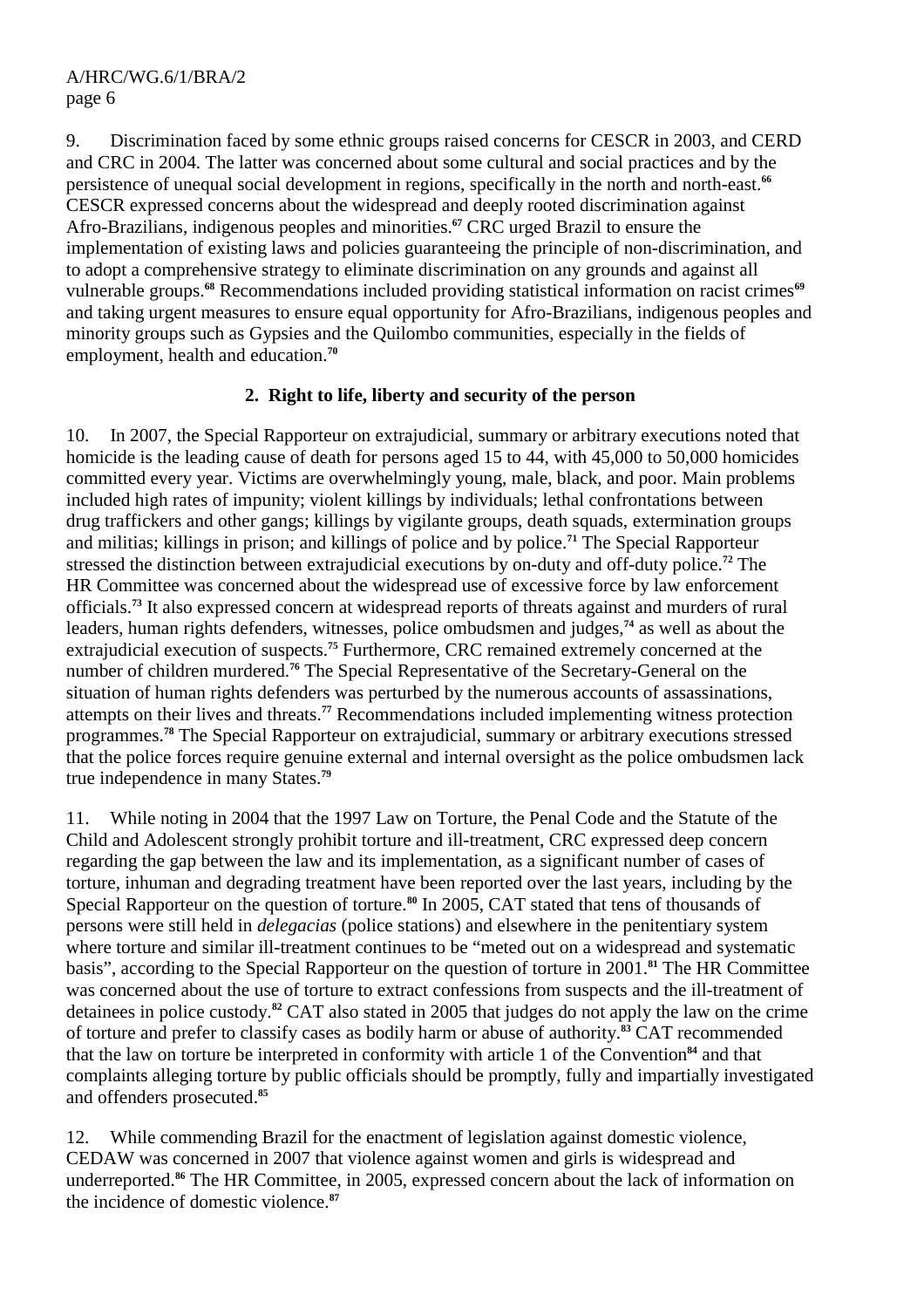9. Discrimination faced by some ethnic groups raised concerns for CESCR in 2003, and CERD and CRC in 2004. The latter was concerned about some cultural and social practices and by the persistence of unequal social development in regions, specifically in the north and north-east.[66] CESCR expressed concerns about the widespread and deeply rooted discrimination against Afro-Brazilians, indigenous peoples and minorities.[67] CRC urged Brazil to ensure the implementation of existing laws and policies guaranteeing the principle of non-discrimination, and to adopt a comprehensive strategy to eliminate discrimination on any grounds and against all vulnerable groups.[68] Recommendations included providing statistical information on racist crimes[69] and taking urgent measures to ensure equal opportunity for Afro-Brazilians, indigenous peoples and minority groups such as Gypsies and the Quilombo communities, especially in the fields of employment, health and education.[70]

### 2. Right to life, liberty and security of the person

10. In 2007, the Special Rapporteur on extrajudicial, summary or arbitrary executions noted that homicide is the leading cause of death for persons aged 15 to 44, with 45,000 to 50,000 homicides committed every year. Victims are overwhelmingly young, male, black, and poor. Main problems included high rates of impunity; violent killings by individuals; lethal confrontations between drug traffickers and other gangs; killings by vigilante groups, death squads, extermination groups and militias; killings in prison; and killings of police and by police.[71] The Special Rapporteur stressed the distinction between extrajudicial executions by on-duty and off-duty police.[72] The HR Committee was concerned about the widespread use of excessive force by law enforcement officials.[73] It also expressed concern at widespread reports of threats against and murders of rural leaders, human rights defenders, witnesses, police ombudsmen and judges,[74] as well as about the extrajudicial execution of suspects.[75] Furthermore, CRC remained extremely concerned at the number of children murdered.[76] The Special Representative of the Secretary-General on the situation of human rights defenders was perturbed by the numerous accounts of assassinations, attempts on their lives and threats.[77] Recommendations included implementing witness protection programmes.[78] The Special Rapporteur on extrajudicial, summary or arbitrary executions stressed that the police forces require genuine external and internal oversight as the police ombudsmen lack true independence in many States.[79]

11. While noting in 2004 that the 1997 Law on Torture, the Penal Code and the Statute of the Child and Adolescent strongly prohibit torture and ill-treatment, CRC expressed deep concern regarding the gap between the law and its implementation, as a significant number of cases of torture, inhuman and degrading treatment have been reported over the last years, including by the Special Rapporteur on the question of torture.[80] In 2005, CAT stated that tens of thousands of persons were still held in *delegacias* (police stations) and elsewhere in the penitentiary system where torture and similar ill-treatment continues to be "meted out on a widespread and systematic basis", according to the Special Rapporteur on the question of torture in 2001.[81] The HR Committee was concerned about the use of torture to extract confessions from suspects and the ill-treatment of detainees in police custody.[82] CAT also stated in 2005 that judges do not apply the law on the crime of torture and prefer to classify cases as bodily harm or abuse of authority.[83] CAT recommended that the law on torture be interpreted in conformity with article 1 of the Convention[84] and that complaints alleging torture by public officials should be promptly, fully and impartially investigated and offenders prosecuted.[85]

12. While commending Brazil for the enactment of legislation against domestic violence, CEDAW was concerned in 2007 that violence against women and girls is widespread and underreported.[86] The HR Committee, in 2005, expressed concern about the lack of information on the incidence of domestic violence.[87]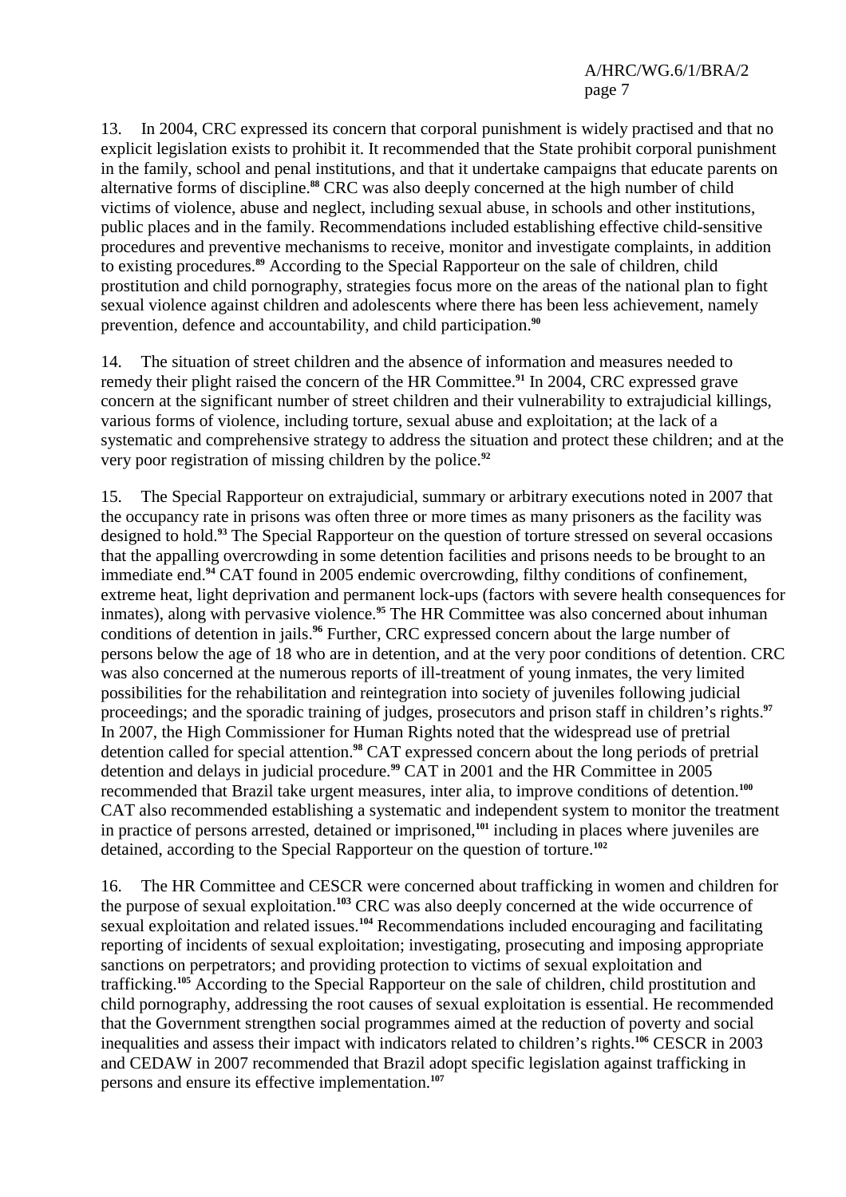13. In 2004, CRC expressed its concern that corporal punishment is widely practised and that no explicit legislation exists to prohibit it. It recommended that the State prohibit corporal punishment in the family, school and penal institutions, and that it undertake campaigns that educate parents on alternative forms of discipline.[88] CRC was also deeply concerned at the high number of child victims of violence, abuse and neglect, including sexual abuse, in schools and other institutions, public places and in the family. Recommendations included establishing effective child-sensitive procedures and preventive mechanisms to receive, monitor and investigate complaints, in addition to existing procedures.[89] According to the Special Rapporteur on the sale of children, child prostitution and child pornography, strategies focus more on the areas of the national plan to fight sexual violence against children and adolescents where there has been less achievement, namely prevention, defence and accountability, and child participation.[90]

14. The situation of street children and the absence of information and measures needed to remedy their plight raised the concern of the HR Committee.[91] In 2004, CRC expressed grave concern at the significant number of street children and their vulnerability to extrajudicial killings, various forms of violence, including torture, sexual abuse and exploitation; at the lack of a systematic and comprehensive strategy to address the situation and protect these children; and at the very poor registration of missing children by the police.[92]

15. The Special Rapporteur on extrajudicial, summary or arbitrary executions noted in 2007 that the occupancy rate in prisons was often three or more times as many prisoners as the facility was designed to hold.[93] The Special Rapporteur on the question of torture stressed on several occasions that the appalling overcrowding in some detention facilities and prisons needs to be brought to an immediate end.[94] CAT found in 2005 endemic overcrowding, filthy conditions of confinement, extreme heat, light deprivation and permanent lock-ups (factors with severe health consequences for inmates), along with pervasive violence.[95] The HR Committee was also concerned about inhuman conditions of detention in jails.[96] Further, CRC expressed concern about the large number of persons below the age of 18 who are in detention, and at the very poor conditions of detention. CRC was also concerned at the numerous reports of ill-treatment of young inmates, the very limited possibilities for the rehabilitation and reintegration into society of juveniles following judicial proceedings; and the sporadic training of judges, prosecutors and prison staff in children's rights.[97] In 2007, the High Commissioner for Human Rights noted that the widespread use of pretrial detention called for special attention.[98] CAT expressed concern about the long periods of pretrial detention and delays in judicial procedure.[99] CAT in 2001 and the HR Committee in 2005 recommended that Brazil take urgent measures, inter alia, to improve conditions of detention.[100] CAT also recommended establishing a systematic and independent system to monitor the treatment in practice of persons arrested, detained or imprisoned,[101] including in places where juveniles are detained, according to the Special Rapporteur on the question of torture.[102]

16. The HR Committee and CESCR were concerned about trafficking in women and children for the purpose of sexual exploitation.[103] CRC was also deeply concerned at the wide occurrence of sexual exploitation and related issues.[104] Recommendations included encouraging and facilitating reporting of incidents of sexual exploitation; investigating, prosecuting and imposing appropriate sanctions on perpetrators; and providing protection to victims of sexual exploitation and trafficking.[105] According to the Special Rapporteur on the sale of children, child prostitution and child pornography, addressing the root causes of sexual exploitation is essential. He recommended that the Government strengthen social programmes aimed at the reduction of poverty and social inequalities and assess their impact with indicators related to children's rights.[106] CESCR in 2003 and CEDAW in 2007 recommended that Brazil adopt specific legislation against trafficking in persons and ensure its effective implementation.[107]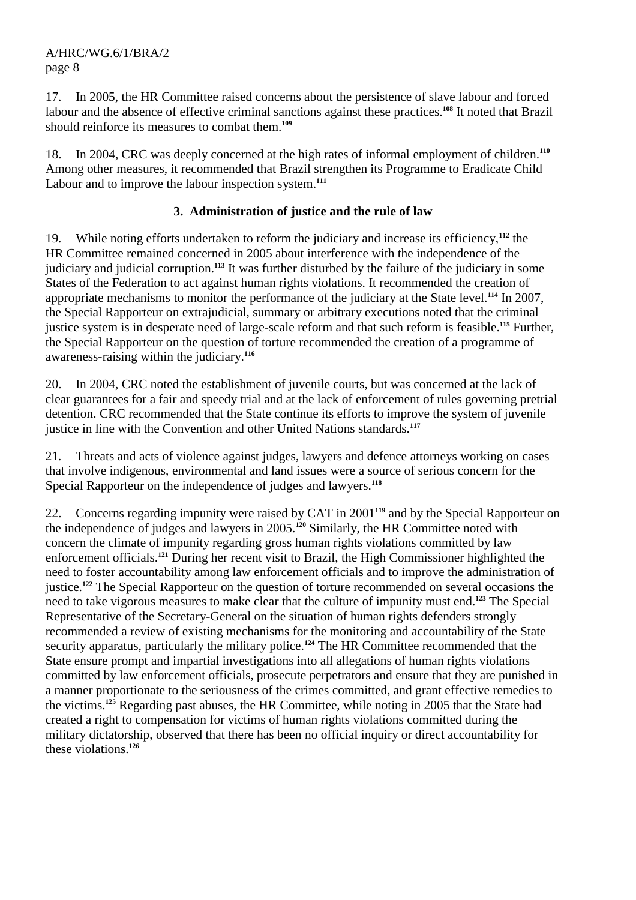17. In 2005, the HR Committee raised concerns about the persistence of slave labour and forced labour and the absence of effective criminal sanctions against these practices.[108] It noted that Brazil should reinforce its measures to combat them.[109]

18. In 2004, CRC was deeply concerned at the high rates of informal employment of children.[110] Among other measures, it recommended that Brazil strengthen its Programme to Eradicate Child Labour and to improve the labour inspection system.[111]

### 3. Administration of justice and the rule of law

19. While noting efforts undertaken to reform the judiciary and increase its efficiency,[112] the HR Committee remained concerned in 2005 about interference with the independence of the judiciary and judicial corruption.[113] It was further disturbed by the failure of the judiciary in some States of the Federation to act against human rights violations. It recommended the creation of appropriate mechanisms to monitor the performance of the judiciary at the State level.[114] In 2007, the Special Rapporteur on extrajudicial, summary or arbitrary executions noted that the criminal justice system is in desperate need of large-scale reform and that such reform is feasible.[115] Further, the Special Rapporteur on the question of torture recommended the creation of a programme of awareness-raising within the judiciary.[116]

20. In 2004, CRC noted the establishment of juvenile courts, but was concerned at the lack of clear guarantees for a fair and speedy trial and at the lack of enforcement of rules governing pretrial detention. CRC recommended that the State continue its efforts to improve the system of juvenile justice in line with the Convention and other United Nations standards.[117]

21. Threats and acts of violence against judges, lawyers and defence attorneys working on cases that involve indigenous, environmental and land issues were a source of serious concern for the Special Rapporteur on the independence of judges and lawyers.[118]

22. Concerns regarding impunity were raised by CAT in 2001[119] and by the Special Rapporteur on the independence of judges and lawyers in 2005.[120] Similarly, the HR Committee noted with concern the climate of impunity regarding gross human rights violations committed by law enforcement officials.[121] During her recent visit to Brazil, the High Commissioner highlighted the need to foster accountability among law enforcement officials and to improve the administration of justice.[122] The Special Rapporteur on the question of torture recommended on several occasions the need to take vigorous measures to make clear that the culture of impunity must end.[123] The Special Representative of the Secretary-General on the situation of human rights defenders strongly recommended a review of existing mechanisms for the monitoring and accountability of the State security apparatus, particularly the military police.[124] The HR Committee recommended that the State ensure prompt and impartial investigations into all allegations of human rights violations committed by law enforcement officials, prosecute perpetrators and ensure that they are punished in a manner proportionate to the seriousness of the crimes committed, and grant effective remedies to the victims.[125] Regarding past abuses, the HR Committee, while noting in 2005 that the State had created a right to compensation for victims of human rights violations committed during the military dictatorship, observed that there has been no official inquiry or direct accountability for these violations.[126]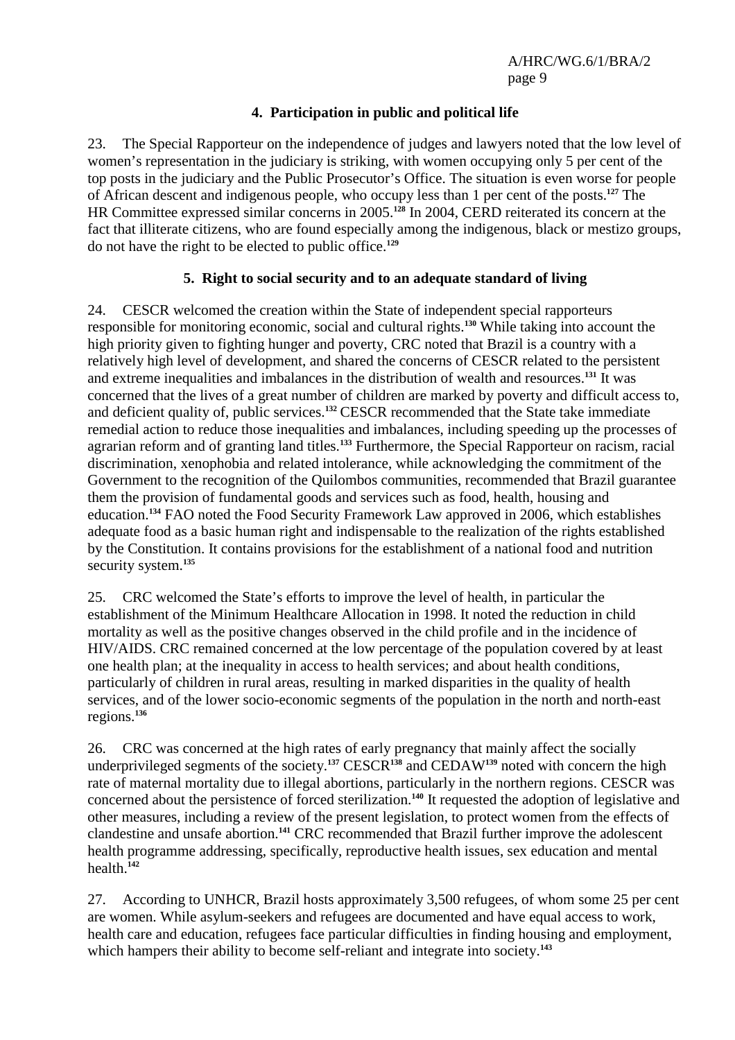### 4. Participation in public and political life

23. The Special Rapporteur on the independence of judges and lawyers noted that the low level of women's representation in the judiciary is striking, with women occupying only 5 per cent of the top posts in the judiciary and the Public Prosecutor's Office. The situation is even worse for people of African descent and indigenous people, who occupy less than 1 per cent of the posts.[127] The HR Committee expressed similar concerns in 2005.[128] In 2004, CERD reiterated its concern at the fact that illiterate citizens, who are found especially among the indigenous, black or mestizo groups, do not have the right to be elected to public office.[129]

### 5. Right to social security and to an adequate standard of living

24. CESCR welcomed the creation within the State of independent special rapporteurs responsible for monitoring economic, social and cultural rights.[130] While taking into account the high priority given to fighting hunger and poverty, CRC noted that Brazil is a country with a relatively high level of development, and shared the concerns of CESCR related to the persistent and extreme inequalities and imbalances in the distribution of wealth and resources.[131] It was concerned that the lives of a great number of children are marked by poverty and difficult access to, and deficient quality of, public services.[132] CESCR recommended that the State take immediate remedial action to reduce those inequalities and imbalances, including speeding up the processes of agrarian reform and of granting land titles.[133] Furthermore, the Special Rapporteur on racism, racial discrimination, xenophobia and related intolerance, while acknowledging the commitment of the Government to the recognition of the Quilombos communities, recommended that Brazil guarantee them the provision of fundamental goods and services such as food, health, housing and education.[134] FAO noted the Food Security Framework Law approved in 2006, which establishes adequate food as a basic human right and indispensable to the realization of the rights established by the Constitution. It contains provisions for the establishment of a national food and nutrition security system.[135]

25. CRC welcomed the State's efforts to improve the level of health, in particular the establishment of the Minimum Healthcare Allocation in 1998. It noted the reduction in child mortality as well as the positive changes observed in the child profile and in the incidence of HIV/AIDS. CRC remained concerned at the low percentage of the population covered by at least one health plan; at the inequality in access to health services; and about health conditions, particularly of children in rural areas, resulting in marked disparities in the quality of health services, and of the lower socio-economic segments of the population in the north and north-east regions.[136]

26. CRC was concerned at the high rates of early pregnancy that mainly affect the socially underprivileged segments of the society.[137] CESCR[138] and CEDAW[139] noted with concern the high rate of maternal mortality due to illegal abortions, particularly in the northern regions. CESCR was concerned about the persistence of forced sterilization.[140] It requested the adoption of legislative and other measures, including a review of the present legislation, to protect women from the effects of clandestine and unsafe abortion.[141] CRC recommended that Brazil further improve the adolescent health programme addressing, specifically, reproductive health issues, sex education and mental health.[142]

27. According to UNHCR, Brazil hosts approximately 3,500 refugees, of whom some 25 per cent are women. While asylum-seekers and refugees are documented and have equal access to work, health care and education, refugees face particular difficulties in finding housing and employment, which hampers their ability to become self-reliant and integrate into society.[143]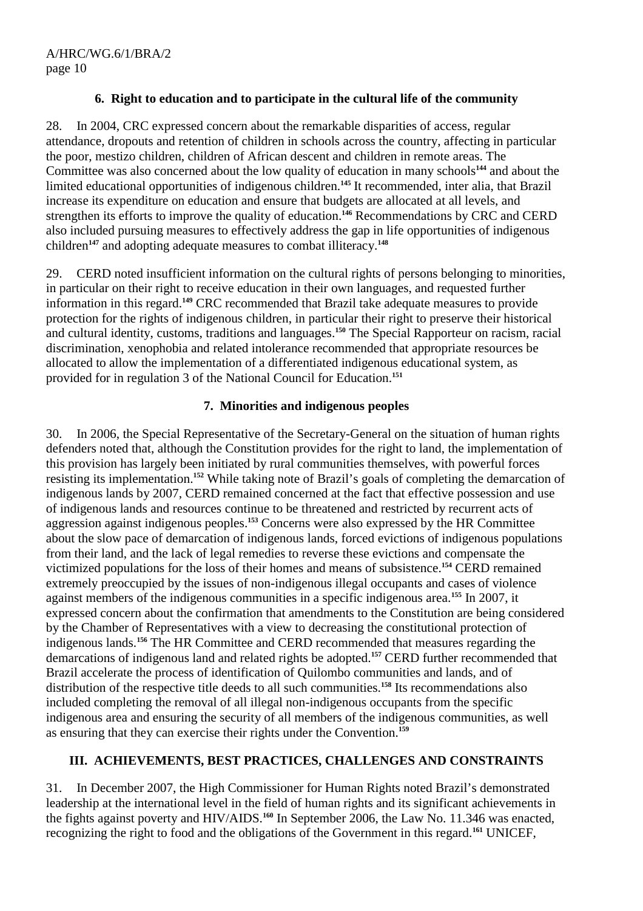### 6. Right to education and to participate in the cultural life of the community

28. In 2004, CRC expressed concern about the remarkable disparities of access, regular attendance, dropouts and retention of children in schools across the country, affecting in particular the poor, mestizo children, children of African descent and children in remote areas. The Committee was also concerned about the low quality of education in many schools[144] and about the limited educational opportunities of indigenous children.[145] It recommended, inter alia, that Brazil increase its expenditure on education and ensure that budgets are allocated at all levels, and strengthen its efforts to improve the quality of education.[146] Recommendations by CRC and CERD also included pursuing measures to effectively address the gap in life opportunities of indigenous children[147] and adopting adequate measures to combat illiteracy.[148]

29. CERD noted insufficient information on the cultural rights of persons belonging to minorities, in particular on their right to receive education in their own languages, and requested further information in this regard.[149] CRC recommended that Brazil take adequate measures to provide protection for the rights of indigenous children, in particular their right to preserve their historical and cultural identity, customs, traditions and languages.[150] The Special Rapporteur on racism, racial discrimination, xenophobia and related intolerance recommended that appropriate resources be allocated to allow the implementation of a differentiated indigenous educational system, as provided for in regulation 3 of the National Council for Education.[151]

### 7. Minorities and indigenous peoples

30. In 2006, the Special Representative of the Secretary-General on the situation of human rights defenders noted that, although the Constitution provides for the right to land, the implementation of this provision has largely been initiated by rural communities themselves, with powerful forces resisting its implementation.[152] While taking note of Brazil's goals of completing the demarcation of indigenous lands by 2007, CERD remained concerned at the fact that effective possession and use of indigenous lands and resources continue to be threatened and restricted by recurrent acts of aggression against indigenous peoples.[153] Concerns were also expressed by the HR Committee about the slow pace of demarcation of indigenous lands, forced evictions of indigenous populations from their land, and the lack of legal remedies to reverse these evictions and compensate the victimized populations for the loss of their homes and means of subsistence.[154] CERD remained extremely preoccupied by the issues of non-indigenous illegal occupants and cases of violence against members of the indigenous communities in a specific indigenous area.[155] In 2007, it expressed concern about the confirmation that amendments to the Constitution are being considered by the Chamber of Representatives with a view to decreasing the constitutional protection of indigenous lands.[156] The HR Committee and CERD recommended that measures regarding the demarcations of indigenous land and related rights be adopted.[157] CERD further recommended that Brazil accelerate the process of identification of Quilombo communities and lands, and of distribution of the respective title deeds to all such communities.[158] Its recommendations also included completing the removal of all illegal non-indigenous occupants from the specific indigenous area and ensuring the security of all members of the indigenous communities, as well as ensuring that they can exercise their rights under the Convention.[159]

## III. ACHIEVEMENTS, BEST PRACTICES, CHALLENGES AND CONSTRAINTS

31. In December 2007, the High Commissioner for Human Rights noted Brazil's demonstrated leadership at the international level in the field of human rights and its significant achievements in the fights against poverty and HIV/AIDS.[160] In September 2006, the Law No. 11.346 was enacted, recognizing the right to food and the obligations of the Government in this regard.[161] UNICEF,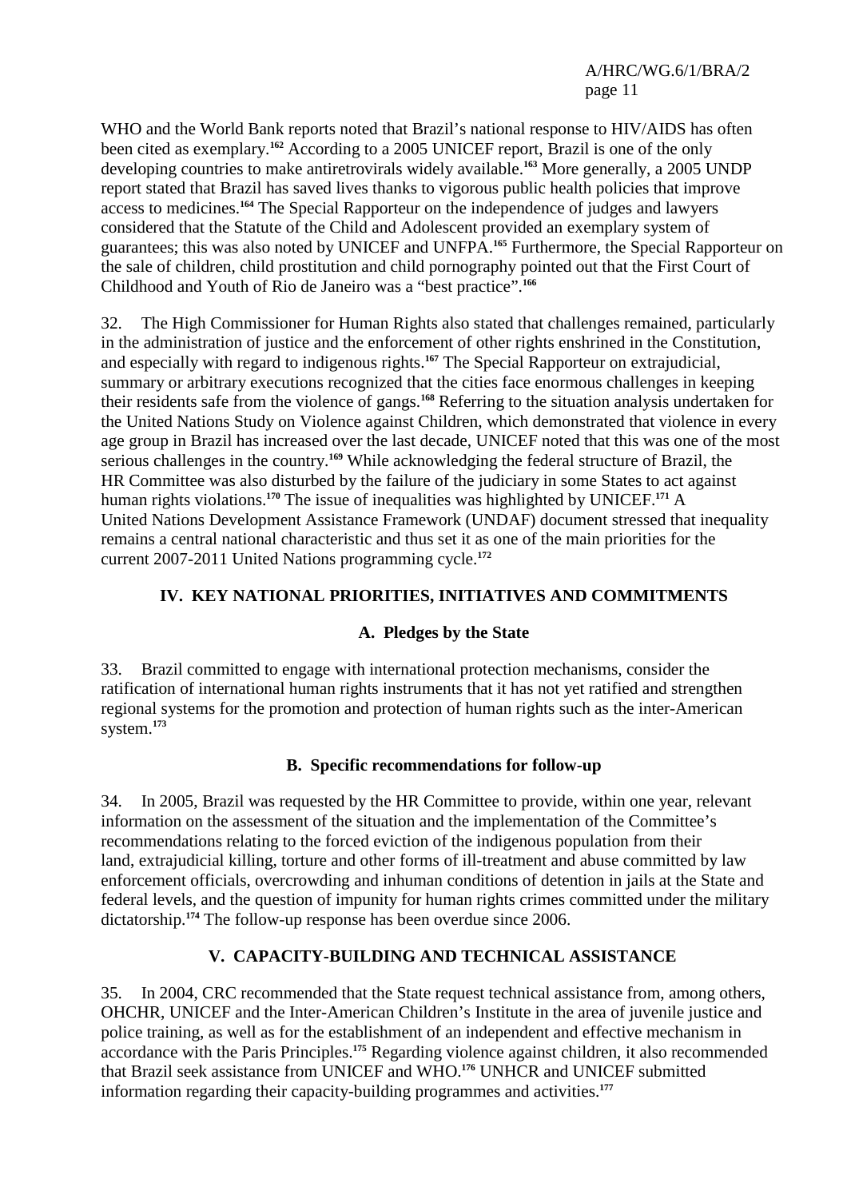WHO and the World Bank reports noted that Brazil's national response to HIV/AIDS has often been cited as exemplary.[162] According to a 2005 UNICEF report, Brazil is one of the only developing countries to make antiretrovirals widely available.[163] More generally, a 2005 UNDP report stated that Brazil has saved lives thanks to vigorous public health policies that improve access to medicines.[164] The Special Rapporteur on the independence of judges and lawyers considered that the Statute of the Child and Adolescent provided an exemplary system of guarantees; this was also noted by UNICEF and UNFPA.[165] Furthermore, the Special Rapporteur on the sale of children, child prostitution and child pornography pointed out that the First Court of Childhood and Youth of Rio de Janeiro was a "best practice".[166]

32. The High Commissioner for Human Rights also stated that challenges remained, particularly in the administration of justice and the enforcement of other rights enshrined in the Constitution, and especially with regard to indigenous rights.[167] The Special Rapporteur on extrajudicial, summary or arbitrary executions recognized that the cities face enormous challenges in keeping their residents safe from the violence of gangs.[168] Referring to the situation analysis undertaken for the United Nations Study on Violence against Children, which demonstrated that violence in every age group in Brazil has increased over the last decade, UNICEF noted that this was one of the most serious challenges in the country.[169] While acknowledging the federal structure of Brazil, the HR Committee was also disturbed by the failure of the judiciary in some States to act against human rights violations.[170] The issue of inequalities was highlighted by UNICEF.[171] A United Nations Development Assistance Framework (UNDAF) document stressed that inequality remains a central national characteristic and thus set it as one of the main priorities for the current 2007-2011 United Nations programming cycle.[172]

## IV. KEY NATIONAL PRIORITIES, INITIATIVES AND COMMITMENTS

### A. Pledges by the State

33. Brazil committed to engage with international protection mechanisms, consider the ratification of international human rights instruments that it has not yet ratified and strengthen regional systems for the promotion and protection of human rights such as the inter-American system.[173]

### B. Specific recommendations for follow-up

34. In 2005, Brazil was requested by the HR Committee to provide, within one year, relevant information on the assessment of the situation and the implementation of the Committee's recommendations relating to the forced eviction of the indigenous population from their land, extrajudicial killing, torture and other forms of ill-treatment and abuse committed by law enforcement officials, overcrowding and inhuman conditions of detention in jails at the State and federal levels, and the question of impunity for human rights crimes committed under the military dictatorship.[174] The follow-up response has been overdue since 2006.

## V. CAPACITY-BUILDING AND TECHNICAL ASSISTANCE

35. In 2004, CRC recommended that the State request technical assistance from, among others, OHCHR, UNICEF and the Inter-American Children's Institute in the area of juvenile justice and police training, as well as for the establishment of an independent and effective mechanism in accordance with the Paris Principles.[175] Regarding violence against children, it also recommended that Brazil seek assistance from UNICEF and WHO.[176] UNHCR and UNICEF submitted information regarding their capacity-building programmes and activities.[177]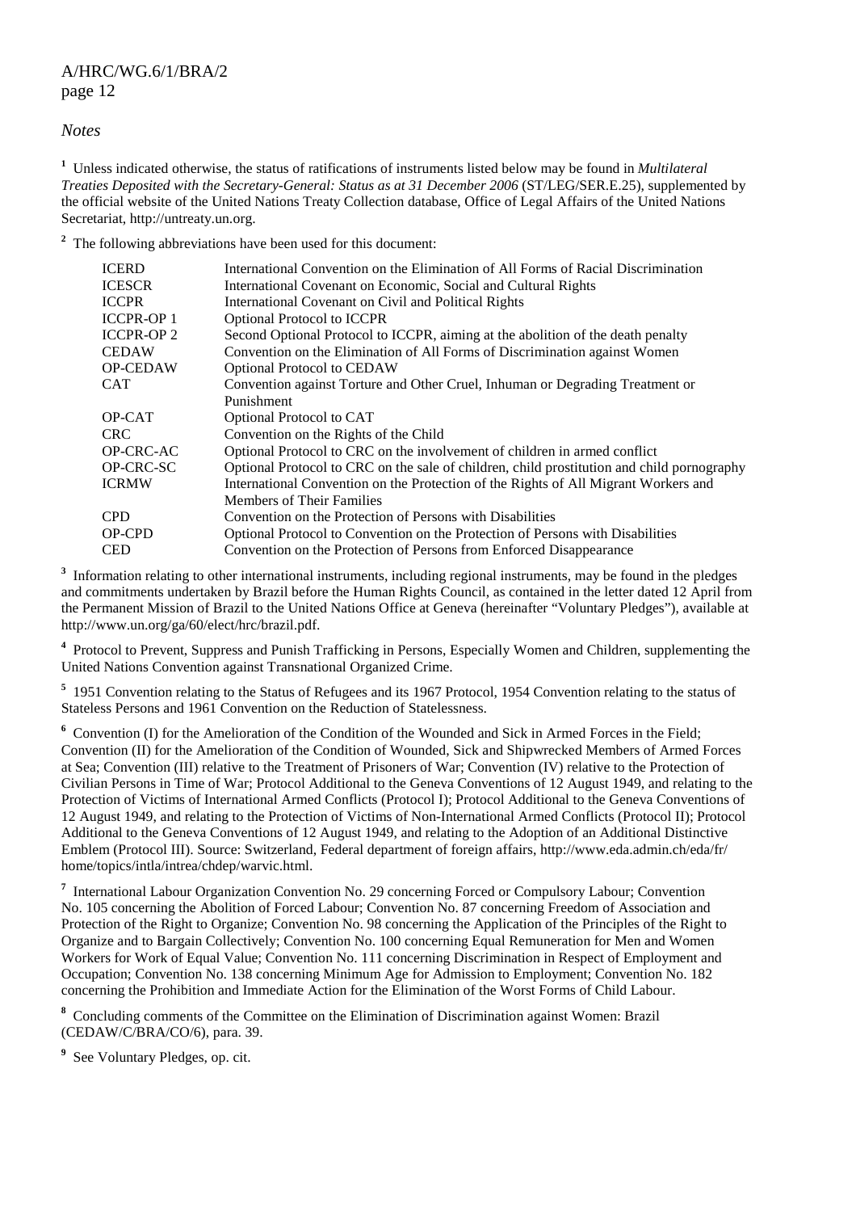*Notes*

[1] Unless indicated otherwise, the status of ratifications of instruments listed below may be found in *Multilateral Treaties Deposited with the Secretary-General: Status as at 31 December 2006* (ST/LEG/SER.E.25), supplemented by the official website of the United Nations Treaty Collection database, Office of Legal Affairs of the United Nations Secretariat, http://untreaty.un.org.

[2] The following abbreviations have been used for this document:

| | |
|---|---|
| ICERD | International Convention on the Elimination of All Forms of Racial Discrimination |
| ICESCR | International Covenant on Economic, Social and Cultural Rights |
| ICCPR | International Covenant on Civil and Political Rights |
| ICCPR-OP 1 | Optional Protocol to ICCPR |
| ICCPR-OP 2 | Second Optional Protocol to ICCPR, aiming at the abolition of the death penalty |
| CEDAW | Convention on the Elimination of All Forms of Discrimination against Women |
| OP-CEDAW | Optional Protocol to CEDAW |
| CAT | Convention against Torture and Other Cruel, Inhuman or Degrading Treatment or Punishment |
| OP-CAT | Optional Protocol to CAT |
| CRC | Convention on the Rights of the Child |
| OP-CRC-AC | Optional Protocol to CRC on the involvement of children in armed conflict |
| OP-CRC-SC | Optional Protocol to CRC on the sale of children, child prostitution and child pornography |
| ICRMW | International Convention on the Protection of the Rights of All Migrant Workers and Members of Their Families |
| CPD | Convention on the Protection of Persons with Disabilities |
| OP-CPD | Optional Protocol to Convention on the Protection of Persons with Disabilities |
| CED | Convention on the Protection of Persons from Enforced Disappearance |

[3] Information relating to other international instruments, including regional instruments, may be found in the pledges and commitments undertaken by Brazil before the Human Rights Council, as contained in the letter dated 12 April from the Permanent Mission of Brazil to the United Nations Office at Geneva (hereinafter "Voluntary Pledges"), available at http://www.un.org/ga/60/elect/hrc/brazil.pdf.

[4] Protocol to Prevent, Suppress and Punish Trafficking in Persons, Especially Women and Children, supplementing the United Nations Convention against Transnational Organized Crime.

[5] 1951 Convention relating to the Status of Refugees and its 1967 Protocol, 1954 Convention relating to the status of Stateless Persons and 1961 Convention on the Reduction of Statelessness.

[6] Convention (I) for the Amelioration of the Condition of the Wounded and Sick in Armed Forces in the Field; Convention (II) for the Amelioration of the Condition of Wounded, Sick and Shipwrecked Members of Armed Forces at Sea; Convention (III) relative to the Treatment of Prisoners of War; Convention (IV) relative to the Protection of Civilian Persons in Time of War; Protocol Additional to the Geneva Conventions of 12 August 1949, and relating to the Protection of Victims of International Armed Conflicts (Protocol I); Protocol Additional to the Geneva Conventions of 12 August 1949, and relating to the Protection of Victims of Non-International Armed Conflicts (Protocol II); Protocol Additional to the Geneva Conventions of 12 August 1949, and relating to the Adoption of an Additional Distinctive Emblem (Protocol III). Source: Switzerland, Federal department of foreign affairs, http://www.eda.admin.ch/eda/fr/home/topics/intla/intrea/chdep/warvic.html.

[7] International Labour Organization Convention No. 29 concerning Forced or Compulsory Labour; Convention No. 105 concerning the Abolition of Forced Labour; Convention No. 87 concerning Freedom of Association and Protection of the Right to Organize; Convention No. 98 concerning the Application of the Principles of the Right to Organize and to Bargain Collectively; Convention No. 100 concerning Equal Remuneration for Men and Women Workers for Work of Equal Value; Convention No. 111 concerning Discrimination in Respect of Employment and Occupation; Convention No. 138 concerning Minimum Age for Admission to Employment; Convention No. 182 concerning the Prohibition and Immediate Action for the Elimination of the Worst Forms of Child Labour.

[8] Concluding comments of the Committee on the Elimination of Discrimination against Women: Brazil (CEDAW/C/BRA/CO/6), para. 39.

[9] See Voluntary Pledges, op. cit.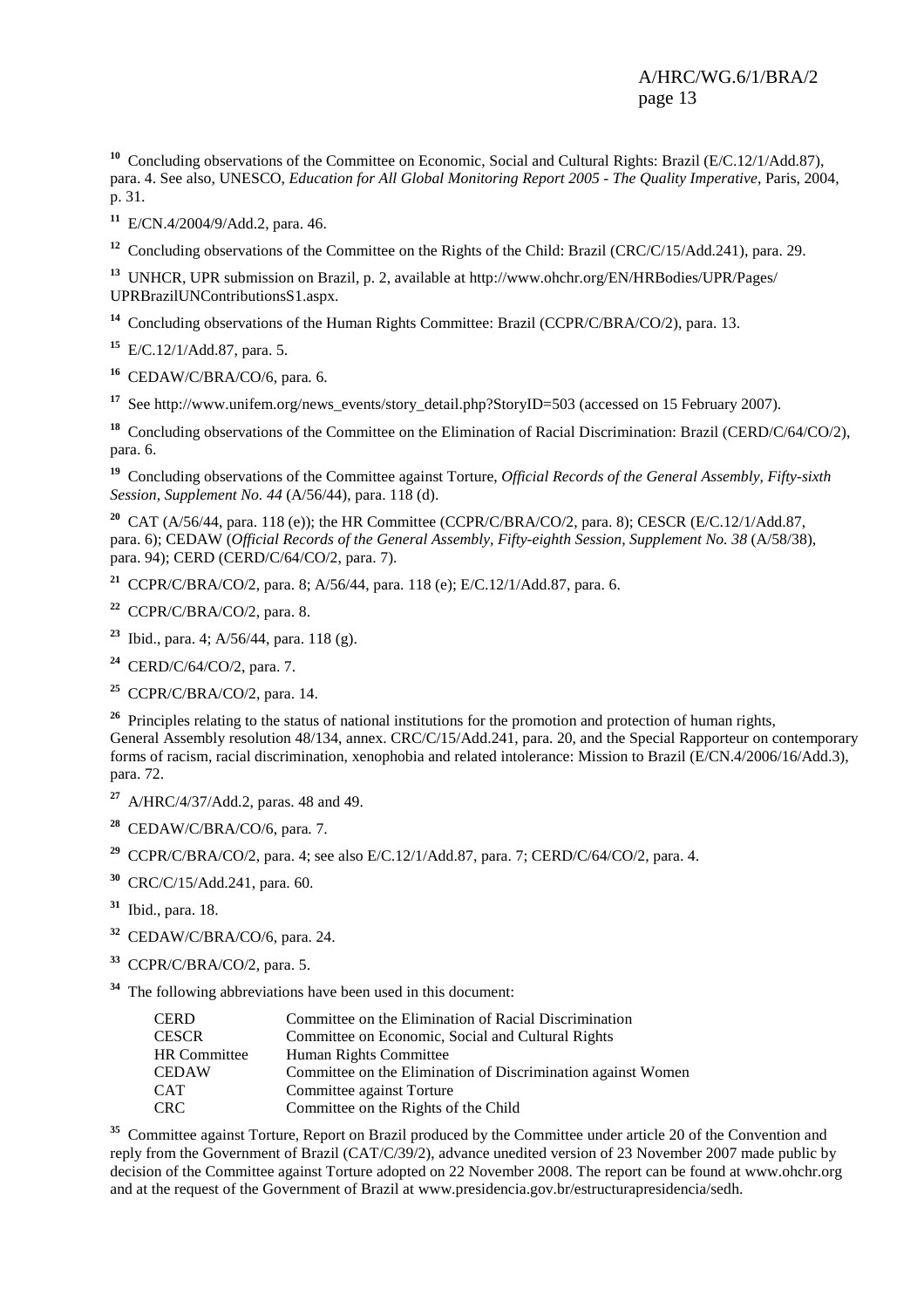[10] Concluding observations of the Committee on Economic, Social and Cultural Rights: Brazil (E/C.12/1/Add.87), para. 4. See also, UNESCO, *Education for All Global Monitoring Report 2005 - The Quality Imperative*, Paris, 2004, p. 31.

[11] E/CN.4/2004/9/Add.2, para. 46.

[12] Concluding observations of the Committee on the Rights of the Child: Brazil (CRC/C/15/Add.241), para. 29.

[13] UNHCR, UPR submission on Brazil, p. 2, available at http://www.ohchr.org/EN/HRBodies/UPR/Pages/UPRBrazilUNContributionsS1.aspx.

[14] Concluding observations of the Human Rights Committee: Brazil (CCPR/C/BRA/CO/2), para. 13.

[15] E/C.12/1/Add.87, para. 5.

[16] CEDAW/C/BRA/CO/6, para. 6.

[17] See http://www.unifem.org/news_events/story_detail.php?StoryID=503 (accessed on 15 February 2007).

[18] Concluding observations of the Committee on the Elimination of Racial Discrimination: Brazil (CERD/C/64/CO/2), para. 6.

[19] Concluding observations of the Committee against Torture, *Official Records of the General Assembly, Fifty-sixth Session, Supplement No. 44* (A/56/44), para. 118 (d).

[20] CAT (A/56/44, para. 118 (e)); the HR Committee (CCPR/C/BRA/CO/2, para. 8); CESCR (E/C.12/1/Add.87, para. 6); CEDAW (*Official Records of the General Assembly, Fifty-eighth Session, Supplement No. 38* (A/58/38), para. 94); CERD (CERD/C/64/CO/2, para. 7).

[21] CCPR/C/BRA/CO/2, para. 8; A/56/44, para. 118 (e); E/C.12/1/Add.87, para. 6.

[22] CCPR/C/BRA/CO/2, para. 8.

[23] Ibid., para. 4; A/56/44, para. 118 (g).

[24] CERD/C/64/CO/2, para. 7.

[25] CCPR/C/BRA/CO/2, para. 14.

[26] Principles relating to the status of national institutions for the promotion and protection of human rights, General Assembly resolution 48/134, annex. CRC/C/15/Add.241, para. 20, and the Special Rapporteur on contemporary forms of racism, racial discrimination, xenophobia and related intolerance: Mission to Brazil (E/CN.4/2006/16/Add.3), para. 72.

[27] A/HRC/4/37/Add.2, paras. 48 and 49.

[28] CEDAW/C/BRA/CO/6, para. 7.

[29] CCPR/C/BRA/CO/2, para. 4; see also E/C.12/1/Add.87, para. 7; CERD/C/64/CO/2, para. 4.

[30] CRC/C/15/Add.241, para. 60.

[31] Ibid., para. 18.

[32] CEDAW/C/BRA/CO/6, para. 24.

[33] CCPR/C/BRA/CO/2, para. 5.

[34] The following abbreviations have been used in this document:

| | |
|---|---|
| CERD | Committee on the Elimination of Racial Discrimination |
| CESCR | Committee on Economic, Social and Cultural Rights |
| HR Committee | Human Rights Committee |
| CEDAW | Committee on the Elimination of Discrimination against Women |
| CAT | Committee against Torture |
| CRC | Committee on the Rights of the Child |

[35] Committee against Torture, Report on Brazil produced by the Committee under article 20 of the Convention and reply from the Government of Brazil (CAT/C/39/2), advance unedited version of 23 November 2007 made public by decision of the Committee against Torture adopted on 22 November 2008. The report can be found at www.ohchr.org and at the request of the Government of Brazil at www.presidencia.gov.br/estructurapresidencia/sedh.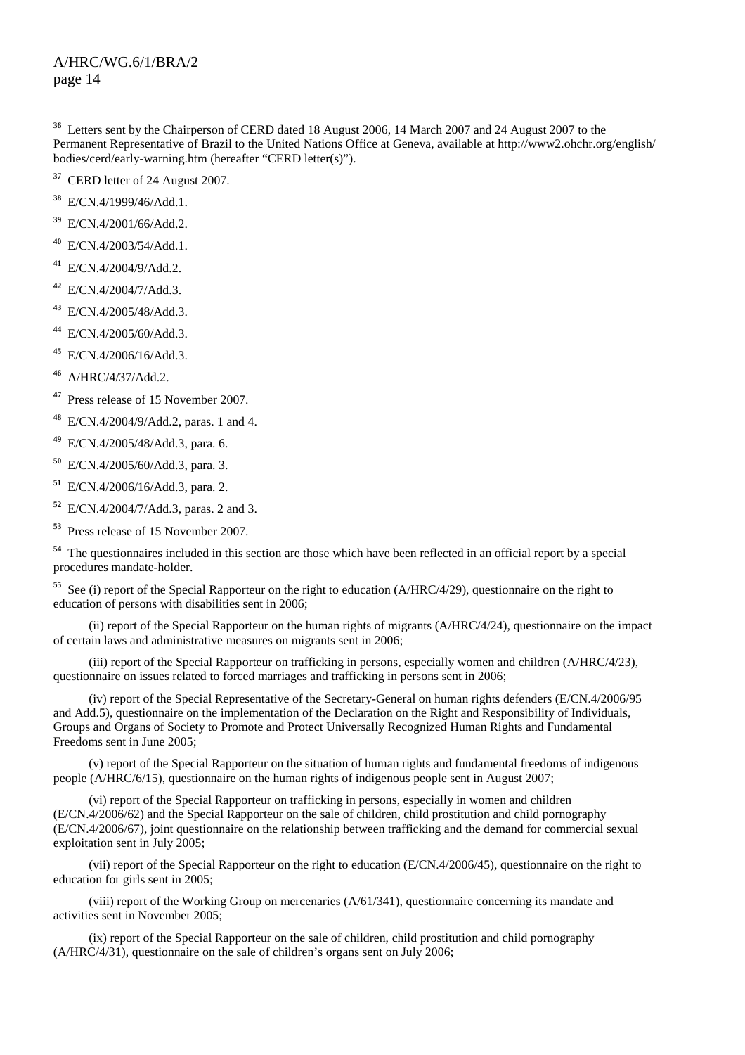[36] Letters sent by the Chairperson of CERD dated 18 August 2006, 14 March 2007 and 24 August 2007 to the Permanent Representative of Brazil to the United Nations Office at Geneva, available at http://www2.ohchr.org/english/bodies/cerd/early-warning.htm (hereafter "CERD letter(s)").

[37] CERD letter of 24 August 2007.

[38] E/CN.4/1999/46/Add.1.

[39] E/CN.4/2001/66/Add.2.

[40] E/CN.4/2003/54/Add.1.

[41] E/CN.4/2004/9/Add.2.

[42] E/CN.4/2004/7/Add.3.

[43] E/CN.4/2005/48/Add.3.

[44] E/CN.4/2005/60/Add.3.

[45] E/CN.4/2006/16/Add.3.

[46] A/HRC/4/37/Add.2.

[47] Press release of 15 November 2007.

[48] E/CN.4/2004/9/Add.2, paras. 1 and 4.

[49] E/CN.4/2005/48/Add.3, para. 6.

[50] E/CN.4/2005/60/Add.3, para. 3.

[51] E/CN.4/2006/16/Add.3, para. 2.

[52] E/CN.4/2004/7/Add.3, paras. 2 and 3.

[53] Press release of 15 November 2007.

[54] The questionnaires included in this section are those which have been reflected in an official report by a special procedures mandate-holder.

[55] See (i) report of the Special Rapporteur on the right to education (A/HRC/4/29), questionnaire on the right to education of persons with disabilities sent in 2006;

(ii) report of the Special Rapporteur on the human rights of migrants (A/HRC/4/24), questionnaire on the impact of certain laws and administrative measures on migrants sent in 2006;

(iii) report of the Special Rapporteur on trafficking in persons, especially women and children (A/HRC/4/23), questionnaire on issues related to forced marriages and trafficking in persons sent in 2006;

(iv) report of the Special Representative of the Secretary-General on human rights defenders (E/CN.4/2006/95 and Add.5), questionnaire on the implementation of the Declaration on the Right and Responsibility of Individuals, Groups and Organs of Society to Promote and Protect Universally Recognized Human Rights and Fundamental Freedoms sent in June 2005;

(v) report of the Special Rapporteur on the situation of human rights and fundamental freedoms of indigenous people (A/HRC/6/15), questionnaire on the human rights of indigenous people sent in August 2007;

(vi) report of the Special Rapporteur on trafficking in persons, especially in women and children (E/CN.4/2006/62) and the Special Rapporteur on the sale of children, child prostitution and child pornography (E/CN.4/2006/67), joint questionnaire on the relationship between trafficking and the demand for commercial sexual exploitation sent in July 2005;

(vii) report of the Special Rapporteur on the right to education (E/CN.4/2006/45), questionnaire on the right to education for girls sent in 2005;

(viii) report of the Working Group on mercenaries (A/61/341), questionnaire concerning its mandate and activities sent in November 2005;

(ix) report of the Special Rapporteur on the sale of children, child prostitution and child pornography (A/HRC/4/31), questionnaire on the sale of children's organs sent on July 2006;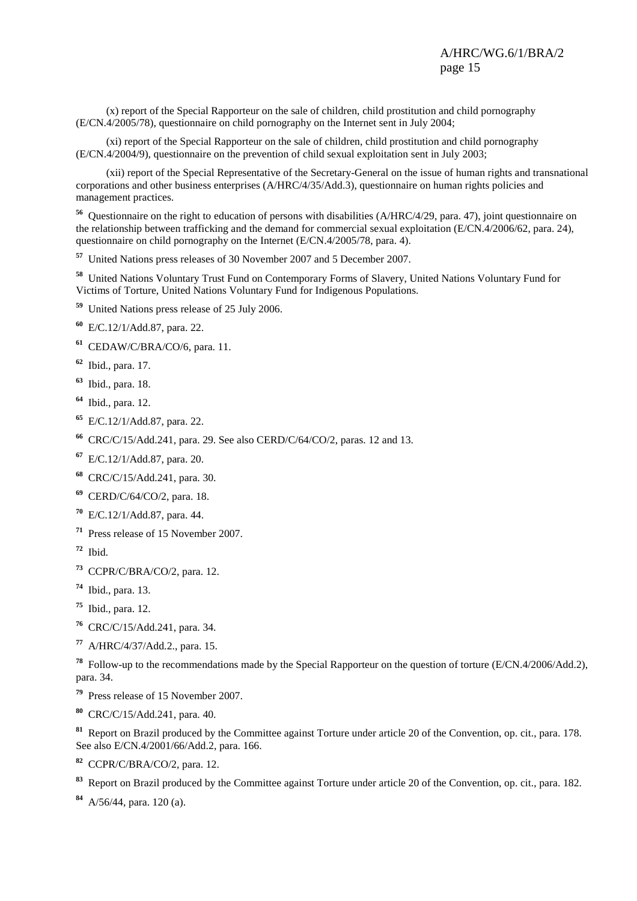(x) report of the Special Rapporteur on the sale of children, child prostitution and child pornography (E/CN.4/2005/78), questionnaire on child pornography on the Internet sent in July 2004;

(xi) report of the Special Rapporteur on the sale of children, child prostitution and child pornography (E/CN.4/2004/9), questionnaire on the prevention of child sexual exploitation sent in July 2003;

(xii) report of the Special Representative of the Secretary-General on the issue of human rights and transnational corporations and other business enterprises (A/HRC/4/35/Add.3), questionnaire on human rights policies and management practices.

[56] Questionnaire on the right to education of persons with disabilities (A/HRC/4/29, para. 47), joint questionnaire on the relationship between trafficking and the demand for commercial sexual exploitation (E/CN.4/2006/62, para. 24), questionnaire on child pornography on the Internet (E/CN.4/2005/78, para. 4).

[57] United Nations press releases of 30 November 2007 and 5 December 2007.

[58] United Nations Voluntary Trust Fund on Contemporary Forms of Slavery, United Nations Voluntary Fund for Victims of Torture, United Nations Voluntary Fund for Indigenous Populations.

[59] United Nations press release of 25 July 2006.

[60] E/C.12/1/Add.87, para. 22.

[61] CEDAW/C/BRA/CO/6, para. 11.

[62] Ibid., para. 17.

[63] Ibid., para. 18.

[64] Ibid., para. 12.

[65] E/C.12/1/Add.87, para. 22.

[66] CRC/C/15/Add.241, para. 29. See also CERD/C/64/CO/2, paras. 12 and 13.

[67] E/C.12/1/Add.87, para. 20.

[68] CRC/C/15/Add.241, para. 30.

[69] CERD/C/64/CO/2, para. 18.

[70] E/C.12/1/Add.87, para. 44.

[71] Press release of 15 November 2007.

[72] Ibid.

[73] CCPR/C/BRA/CO/2, para. 12.

[74] Ibid., para. 13.

[75] Ibid., para. 12.

[76] CRC/C/15/Add.241, para. 34.

[77] A/HRC/4/37/Add.2., para. 15.

[78] Follow-up to the recommendations made by the Special Rapporteur on the question of torture (E/CN.4/2006/Add.2), para. 34.

[79] Press release of 15 November 2007.

[80] CRC/C/15/Add.241, para. 40.

[81] Report on Brazil produced by the Committee against Torture under article 20 of the Convention, op. cit., para. 178. See also E/CN.4/2001/66/Add.2, para. 166.

[82] CCPR/C/BRA/CO/2, para. 12.

[83] Report on Brazil produced by the Committee against Torture under article 20 of the Convention, op. cit., para. 182.

[84] A/56/44, para. 120 (a).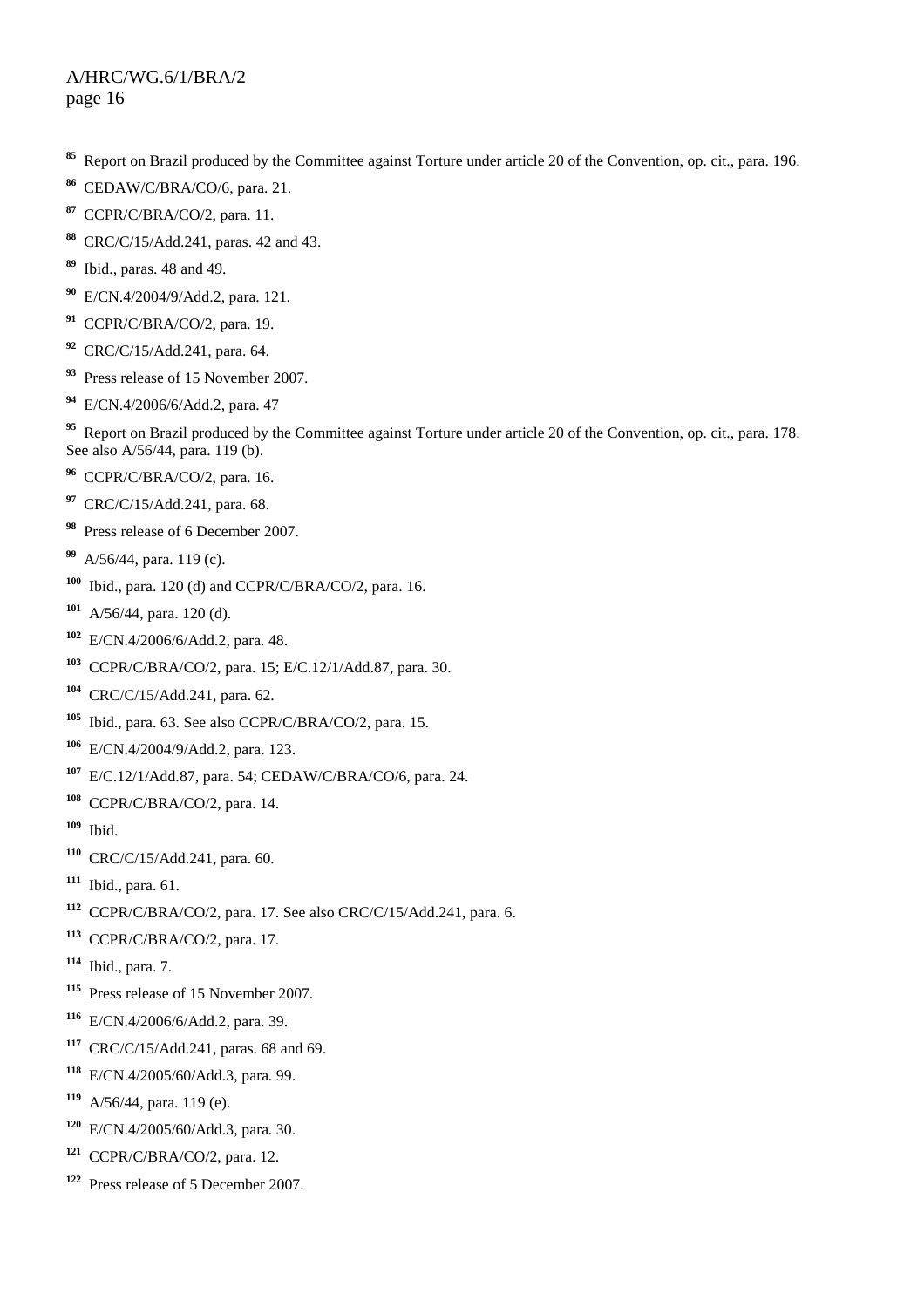[85] Report on Brazil produced by the Committee against Torture under article 20 of the Convention, op. cit., para. 196.

[86] CEDAW/C/BRA/CO/6, para. 21.

[87] CCPR/C/BRA/CO/2, para. 11.

[88] CRC/C/15/Add.241, paras. 42 and 43.

[89] Ibid., paras. 48 and 49.

[90] E/CN.4/2004/9/Add.2, para. 121.

[91] CCPR/C/BRA/CO/2, para. 19.

[92] CRC/C/15/Add.241, para. 64.

[93] Press release of 15 November 2007.

[94] E/CN.4/2006/6/Add.2, para. 47

[95] Report on Brazil produced by the Committee against Torture under article 20 of the Convention, op. cit., para. 178. See also A/56/44, para. 119 (b).

[96] CCPR/C/BRA/CO/2, para. 16.

[97] CRC/C/15/Add.241, para. 68.

[98] Press release of 6 December 2007.

[99] A/56/44, para. 119 (c).

[100] Ibid., para. 120 (d) and CCPR/C/BRA/CO/2, para. 16.

[101] A/56/44, para. 120 (d).

[102] E/CN.4/2006/6/Add.2, para. 48.

[103] CCPR/C/BRA/CO/2, para. 15; E/C.12/1/Add.87, para. 30.

[104] CRC/C/15/Add.241, para. 62.

[105] Ibid., para. 63. See also CCPR/C/BRA/CO/2, para. 15.

[106] E/CN.4/2004/9/Add.2, para. 123.

[107] E/C.12/1/Add.87, para. 54; CEDAW/C/BRA/CO/6, para. 24.

[108] CCPR/C/BRA/CO/2, para. 14.

[109] Ibid.

[110] CRC/C/15/Add.241, para. 60.

[111] Ibid., para. 61.

[112] CCPR/C/BRA/CO/2, para. 17. See also CRC/C/15/Add.241, para. 6.

[113] CCPR/C/BRA/CO/2, para. 17.

[114] Ibid., para. 7.

[115] Press release of 15 November 2007.

[116] E/CN.4/2006/6/Add.2, para. 39.

[117] CRC/C/15/Add.241, paras. 68 and 69.

[118] E/CN.4/2005/60/Add.3, para. 99.

[119] A/56/44, para. 119 (e).

[120] E/CN.4/2005/60/Add.3, para. 30.

[121] CCPR/C/BRA/CO/2, para. 12.

[122] Press release of 5 December 2007.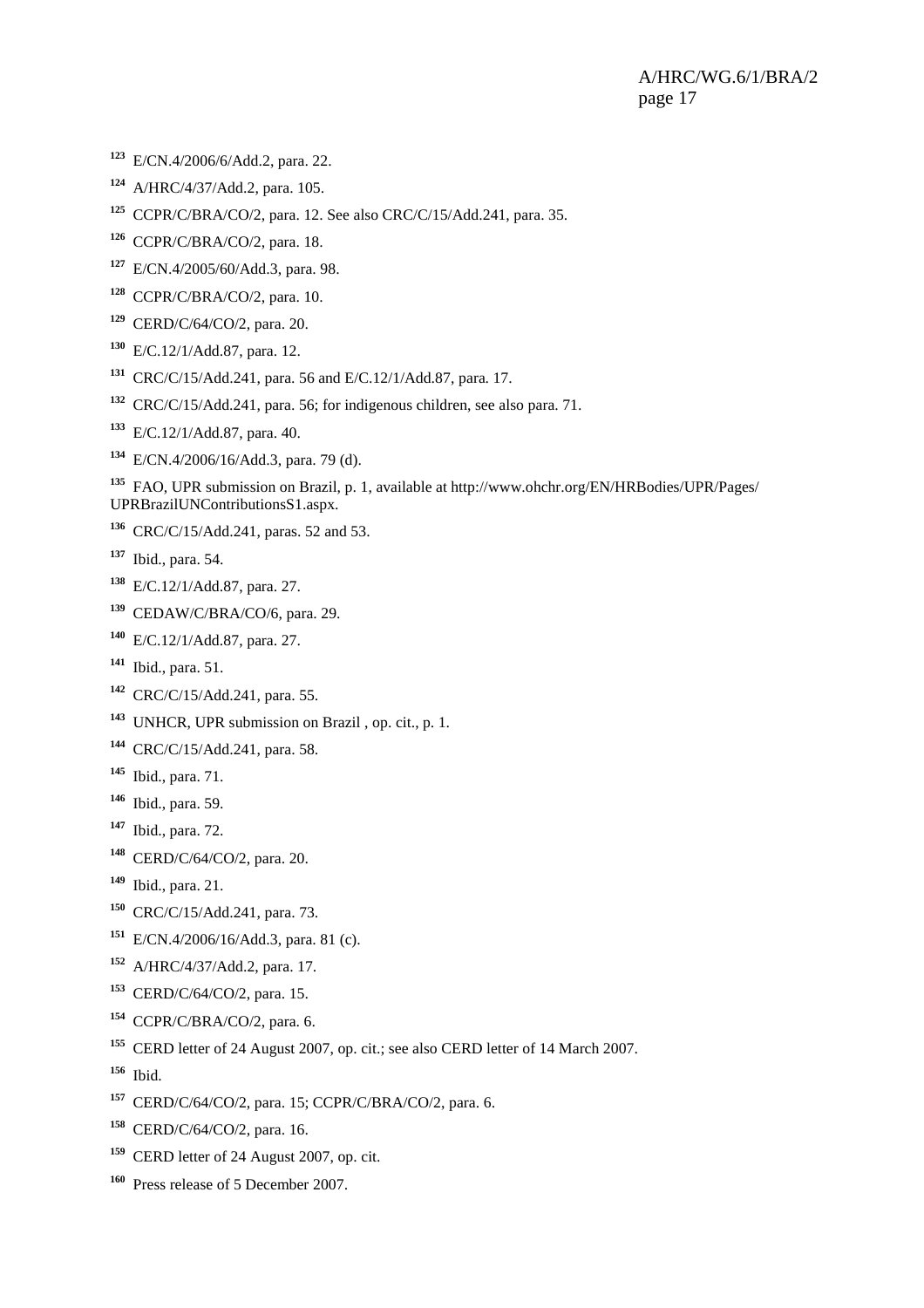[123] E/CN.4/2006/6/Add.2, para. 22.

[124] A/HRC/4/37/Add.2, para. 105.

[125] CCPR/C/BRA/CO/2, para. 12. See also CRC/C/15/Add.241, para. 35.

[126] CCPR/C/BRA/CO/2, para. 18.

[127] E/CN.4/2005/60/Add.3, para. 98.

[128] CCPR/C/BRA/CO/2, para. 10.

[129] CERD/C/64/CO/2, para. 20.

[130] E/C.12/1/Add.87, para. 12.

[131] CRC/C/15/Add.241, para. 56 and E/C.12/1/Add.87, para. 17.

[132] CRC/C/15/Add.241, para. 56; for indigenous children, see also para. 71.

[133] E/C.12/1/Add.87, para. 40.

[134] E/CN.4/2006/16/Add.3, para. 79 (d).

[135] FAO, UPR submission on Brazil, p. 1, available at http://www.ohchr.org/EN/HRBodies/UPR/Pages/UPRBrazilUNContributionsS1.aspx.

[136] CRC/C/15/Add.241, paras. 52 and 53.

[137] Ibid., para. 54.

[138] E/C.12/1/Add.87, para. 27.

[139] CEDAW/C/BRA/CO/6, para. 29.

[140] E/C.12/1/Add.87, para. 27.

[141] Ibid., para. 51.

[142] CRC/C/15/Add.241, para. 55.

[143] UNHCR, UPR submission on Brazil , op. cit., p. 1.

[144] CRC/C/15/Add.241, para. 58.

[145] Ibid., para. 71.

[146] Ibid., para. 59.

[147] Ibid., para. 72.

[148] CERD/C/64/CO/2, para. 20.

[149] Ibid., para. 21.

[150] CRC/C/15/Add.241, para. 73.

[151] E/CN.4/2006/16/Add.3, para. 81 (c).

[152] A/HRC/4/37/Add.2, para. 17.

[153] CERD/C/64/CO/2, para. 15.

[154] CCPR/C/BRA/CO/2, para. 6.

[155] CERD letter of 24 August 2007, op. cit.; see also CERD letter of 14 March 2007.

[156] Ibid.

[157] CERD/C/64/CO/2, para. 15; CCPR/C/BRA/CO/2, para. 6.

[158] CERD/C/64/CO/2, para. 16.

[159] CERD letter of 24 August 2007, op. cit.

[160] Press release of 5 December 2007.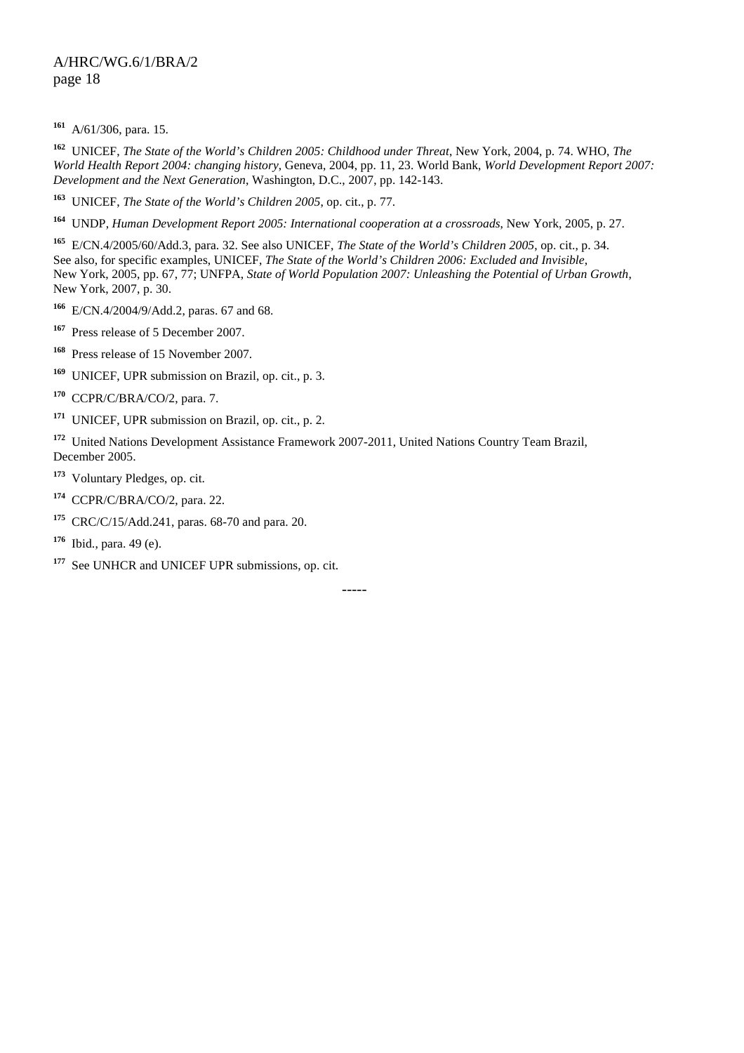[161] A/61/306, para. 15.

[162] UNICEF, *The State of the World's Children 2005: Childhood under Threat*, New York, 2004, p. 74. WHO, *The World Health Report 2004: changing history*, Geneva, 2004, pp. 11, 23. World Bank, *World Development Report 2007: Development and the Next Generation*, Washington, D.C., 2007, pp. 142-143.

[163] UNICEF, *The State of the World's Children 2005*, op. cit., p. 77.

[164] UNDP, *Human Development Report 2005: International cooperation at a crossroads*, New York, 2005, p. 27.

[165] E/CN.4/2005/60/Add.3, para. 32. See also UNICEF, *The State of the World's Children 2005*, op. cit., p. 34. See also, for specific examples, UNICEF, *The State of the World's Children 2006: Excluded and Invisible*, New York, 2005, pp. 67, 77; UNFPA, *State of World Population 2007: Unleashing the Potential of Urban Growth*, New York, 2007, p. 30.

[166] E/CN.4/2004/9/Add.2, paras. 67 and 68.

[167] Press release of 5 December 2007.

[168] Press release of 15 November 2007.

[169] UNICEF, UPR submission on Brazil, op. cit., p. 3.

[170] CCPR/C/BRA/CO/2, para. 7.

[171] UNICEF, UPR submission on Brazil, op. cit., p. 2.

[172] United Nations Development Assistance Framework 2007-2011, United Nations Country Team Brazil, December 2005.

[173] Voluntary Pledges, op. cit.

[174] CCPR/C/BRA/CO/2, para. 22.

[175] CRC/C/15/Add.241, paras. 68-70 and para. 20.

[176] Ibid., para. 49 (e).

[177] See UNHCR and UNICEF UPR submissions, op. cit.

-----